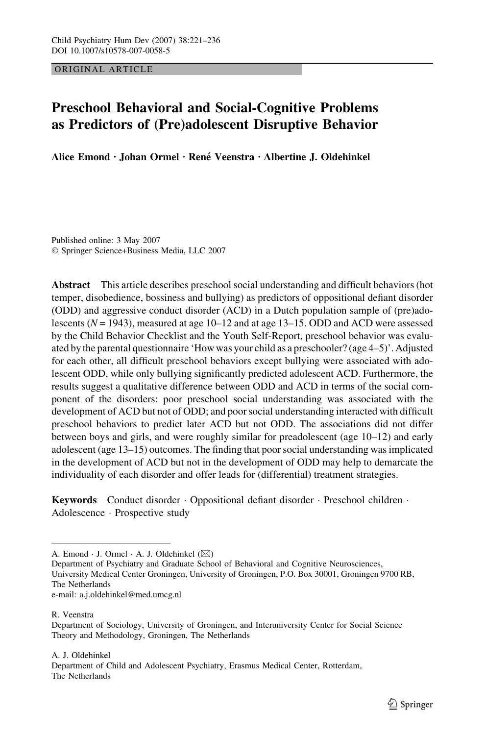ORIGINAL ARTICLE

# Preschool Behavioral and Social-Cognitive Problems as Predictors of (Pre)adolescent Disruptive Behavior

**Alice Emond · Johan Ormel · René Veenstra · Albertine J. Oldehinkel**

Published online: 3 May 2007
© Springer Science+Business Media, LLC 2007

**Abstract** This article describes preschool social understanding and difficult behaviors (hot temper, disobedience, bossiness and bullying) as predictors of oppositional defiant disorder (ODD) and aggressive conduct disorder (ACD) in a Dutch population sample of (pre)adolescents ($N = 1943$), measured at age 10–12 and at age 13–15. ODD and ACD were assessed by the Child Behavior Checklist and the Youth Self-Report, preschool behavior was evaluated by the parental questionnaire 'How was your child as a preschooler? (age 4–5)'. Adjusted for each other, all difficult preschool behaviors except bullying were associated with adolescent ODD, while only bullying significantly predicted adolescent ACD. Furthermore, the results suggest a qualitative difference between ODD and ACD in terms of the social component of the disorders: poor preschool social understanding was associated with the development of ACD but not of ODD; and poor social understanding interacted with difficult preschool behaviors to predict later ACD but not ODD. The associations did not differ between boys and girls, and were roughly similar for preadolescent (age 10–12) and early adolescent (age 13–15) outcomes. The finding that poor social understanding was implicated in the development of ACD but not in the development of ODD may help to demarcate the individuality of each disorder and offer leads for (differential) treatment strategies.

**Keywords** Conduct disorder · Oppositional defiant disorder · Preschool children · Adolescence · Prospective study

---

A. Emond · J. Ormel · A. J. Oldehinkel (✉)
Department of Psychiatry and Graduate School of Behavioral and Cognitive Neurosciences, University Medical Center Groningen, University of Groningen, P.O. Box 30001, Groningen 9700 RB, The Netherlands
e-mail: a.j.oldehinkel@med.umcg.nl

R. Veenstra
Department of Sociology, University of Groningen, and Interuniversity Center for Social Science Theory and Methodology, Groningen, The Netherlands

A. J. Oldehinkel
Department of Child and Adolescent Psychiatry, Erasmus Medical Center, Rotterdam, The Netherlands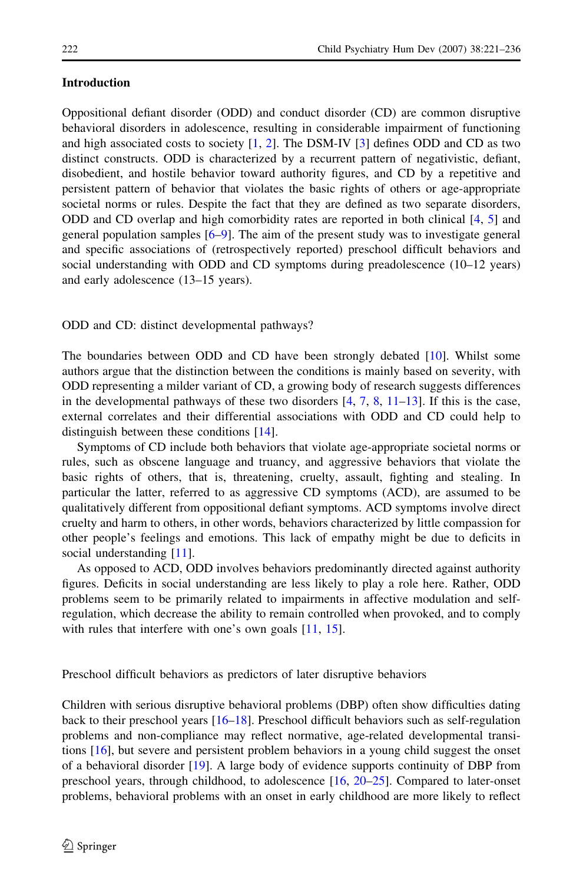## Introduction

Oppositional defiant disorder (ODD) and conduct disorder (CD) are common disruptive behavioral disorders in adolescence, resulting in considerable impairment of functioning and high associated costs to society [1, 2]. The DSM-IV [3] defines ODD and CD as two distinct constructs. ODD is characterized by a recurrent pattern of negativistic, defiant, disobedient, and hostile behavior toward authority figures, and CD by a repetitive and persistent pattern of behavior that violates the basic rights of others or age-appropriate societal norms or rules. Despite the fact that they are defined as two separate disorders, ODD and CD overlap and high comorbidity rates are reported in both clinical [4, 5] and general population samples [6–9]. The aim of the present study was to investigate general and specific associations of (retrospectively reported) preschool difficult behaviors and social understanding with ODD and CD symptoms during preadolescence (10–12 years) and early adolescence (13–15 years).

### ODD and CD: distinct developmental pathways?

The boundaries between ODD and CD have been strongly debated [10]. Whilst some authors argue that the distinction between the conditions is mainly based on severity, with ODD representing a milder variant of CD, a growing body of research suggests differences in the developmental pathways of these two disorders [4, 7, 8, 11–13]. If this is the case, external correlates and their differential associations with ODD and CD could help to distinguish between these conditions [14].

Symptoms of CD include both behaviors that violate age-appropriate societal norms or rules, such as obscene language and truancy, and aggressive behaviors that violate the basic rights of others, that is, threatening, cruelty, assault, fighting and stealing. In particular the latter, referred to as aggressive CD symptoms (ACD), are assumed to be qualitatively different from oppositional defiant symptoms. ACD symptoms involve direct cruelty and harm to others, in other words, behaviors characterized by little compassion for other people's feelings and emotions. This lack of empathy might be due to deficits in social understanding [11].

As opposed to ACD, ODD involves behaviors predominantly directed against authority figures. Deficits in social understanding are less likely to play a role here. Rather, ODD problems seem to be primarily related to impairments in affective modulation and self-regulation, which decrease the ability to remain controlled when provoked, and to comply with rules that interfere with one's own goals [11, 15].

### Preschool difficult behaviors as predictors of later disruptive behaviors

Children with serious disruptive behavioral problems (DBP) often show difficulties dating back to their preschool years [16–18]. Preschool difficult behaviors such as self-regulation problems and non-compliance may reflect normative, age-related developmental transitions [16], but severe and persistent problem behaviors in a young child suggest the onset of a behavioral disorder [19]. A large body of evidence supports continuity of DBP from preschool years, through childhood, to adolescence [16, 20–25]. Compared to later-onset problems, behavioral problems with an onset in early childhood are more likely to reflect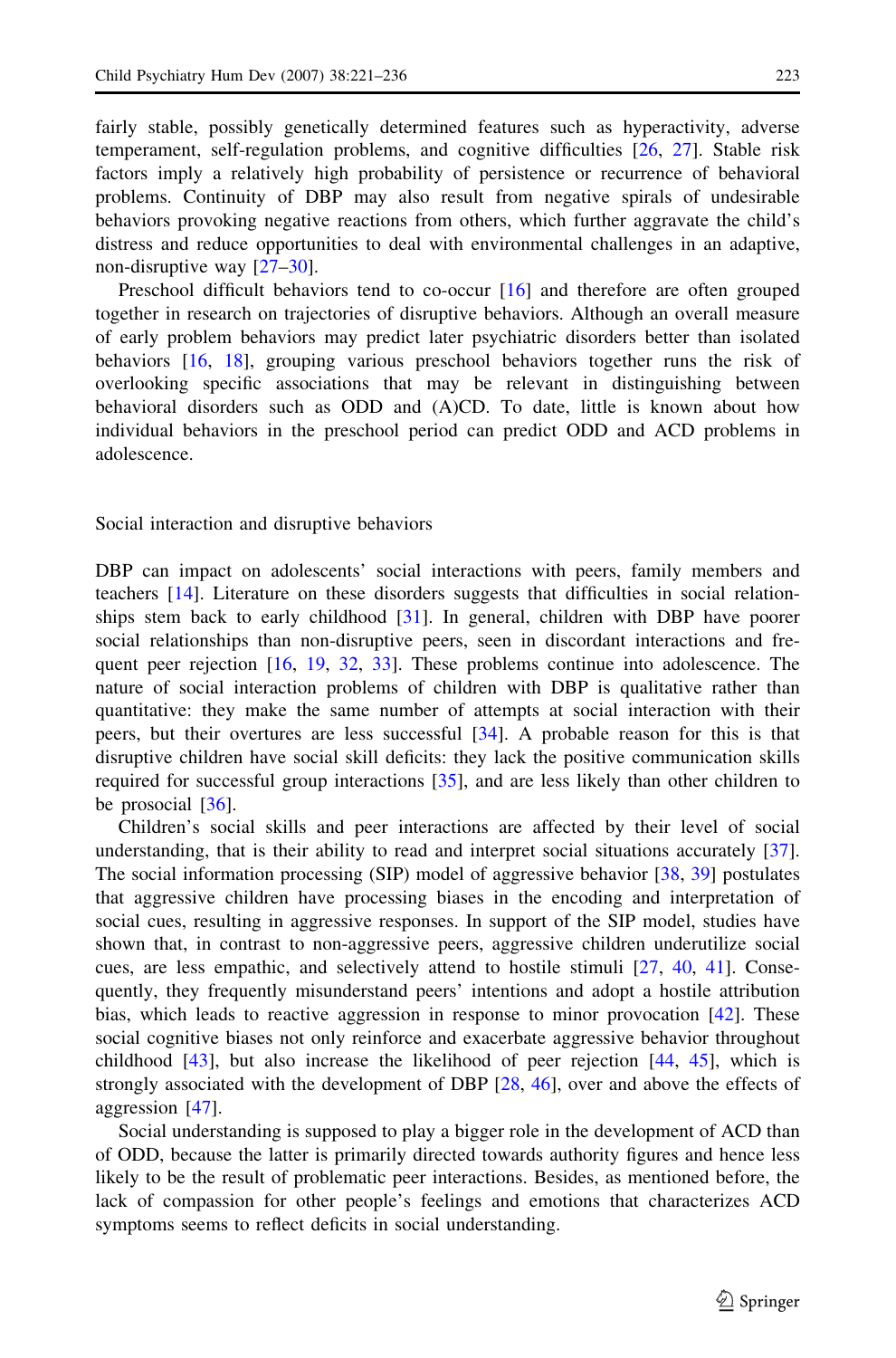fairly stable, possibly genetically determined features such as hyperactivity, adverse temperament, self-regulation problems, and cognitive difficulties [26, 27]. Stable risk factors imply a relatively high probability of persistence or recurrence of behavioral problems. Continuity of DBP may also result from negative spirals of undesirable behaviors provoking negative reactions from others, which further aggravate the child's distress and reduce opportunities to deal with environmental challenges in an adaptive, non-disruptive way [27–30].

Preschool difficult behaviors tend to co-occur [16] and therefore are often grouped together in research on trajectories of disruptive behaviors. Although an overall measure of early problem behaviors may predict later psychiatric disorders better than isolated behaviors [16, 18], grouping various preschool behaviors together runs the risk of overlooking specific associations that may be relevant in distinguishing between behavioral disorders such as ODD and (A)CD. To date, little is known about how individual behaviors in the preschool period can predict ODD and ACD problems in adolescence.

## Social interaction and disruptive behaviors

DBP can impact on adolescents' social interactions with peers, family members and teachers [14]. Literature on these disorders suggests that difficulties in social relationships stem back to early childhood [31]. In general, children with DBP have poorer social relationships than non-disruptive peers, seen in discordant interactions and frequent peer rejection [16, 19, 32, 33]. These problems continue into adolescence. The nature of social interaction problems of children with DBP is qualitative rather than quantitative: they make the same number of attempts at social interaction with their peers, but their overtures are less successful [34]. A probable reason for this is that disruptive children have social skill deficits: they lack the positive communication skills required for successful group interactions [35], and are less likely than other children to be prosocial [36].

Children's social skills and peer interactions are affected by their level of social understanding, that is their ability to read and interpret social situations accurately [37]. The social information processing (SIP) model of aggressive behavior [38, 39] postulates that aggressive children have processing biases in the encoding and interpretation of social cues, resulting in aggressive responses. In support of the SIP model, studies have shown that, in contrast to non-aggressive peers, aggressive children underutilize social cues, are less empathic, and selectively attend to hostile stimuli [27, 40, 41]. Consequently, they frequently misunderstand peers' intentions and adopt a hostile attribution bias, which leads to reactive aggression in response to minor provocation [42]. These social cognitive biases not only reinforce and exacerbate aggressive behavior throughout childhood [43], but also increase the likelihood of peer rejection [44, 45], which is strongly associated with the development of DBP [28, 46], over and above the effects of aggression [47].

Social understanding is supposed to play a bigger role in the development of ACD than of ODD, because the latter is primarily directed towards authority figures and hence less likely to be the result of problematic peer interactions. Besides, as mentioned before, the lack of compassion for other people's feelings and emotions that characterizes ACD symptoms seems to reflect deficits in social understanding.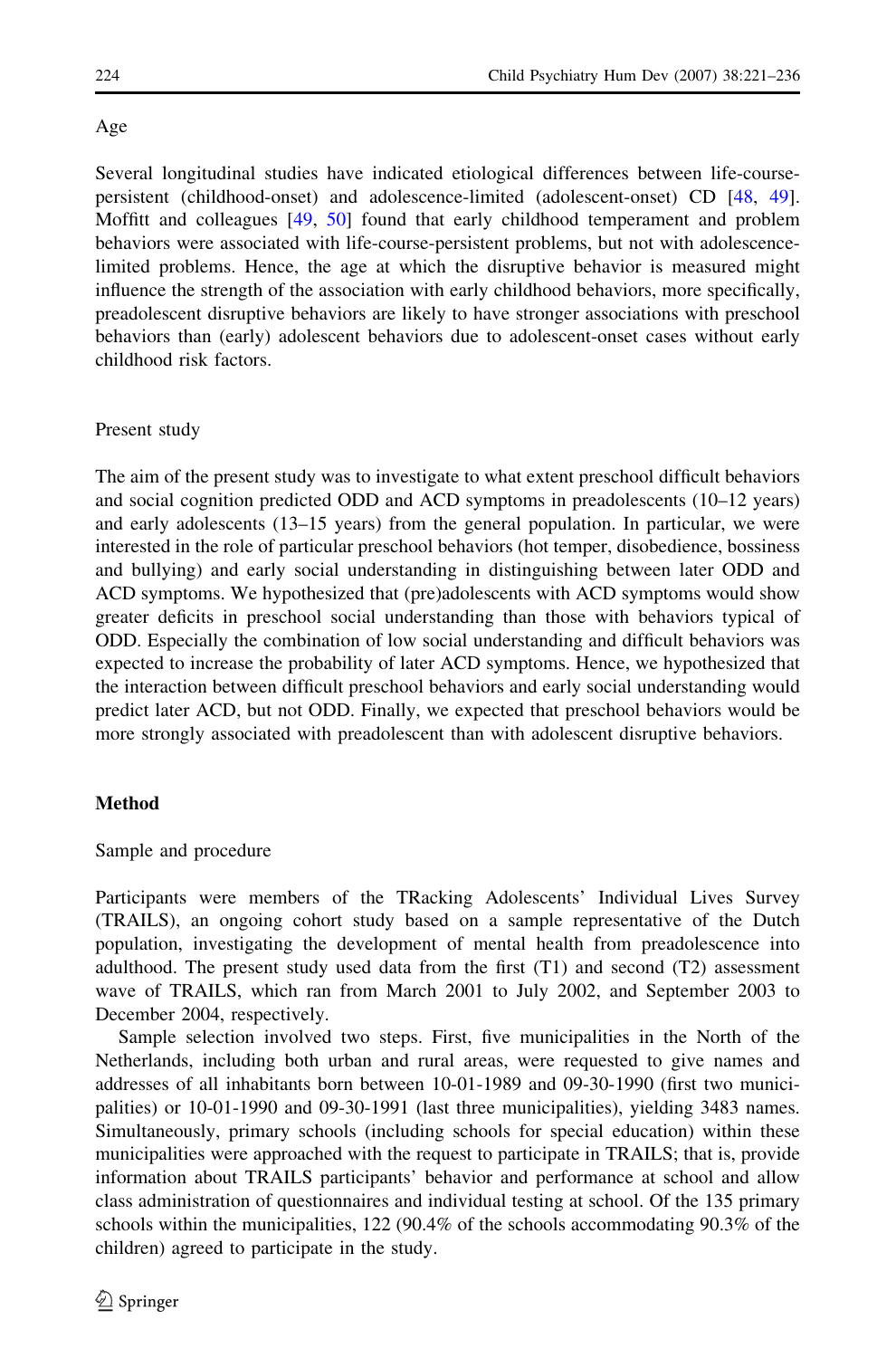### Age

Several longitudinal studies have indicated etiological differences between life-course-persistent (childhood-onset) and adolescence-limited (adolescent-onset) CD [48, 49]. Moffitt and colleagues [49, 50] found that early childhood temperament and problem behaviors were associated with life-course-persistent problems, but not with adolescence-limited problems. Hence, the age at which the disruptive behavior is measured might influence the strength of the association with early childhood behaviors, more specifically, preadolescent disruptive behaviors are likely to have stronger associations with preschool behaviors than (early) adolescent behaviors due to adolescent-onset cases without early childhood risk factors.

### Present study

The aim of the present study was to investigate to what extent preschool difficult behaviors and social cognition predicted ODD and ACD symptoms in preadolescents (10–12 years) and early adolescents (13–15 years) from the general population. In particular, we were interested in the role of particular preschool behaviors (hot temper, disobedience, bossiness and bullying) and early social understanding in distinguishing between later ODD and ACD symptoms. We hypothesized that (pre)adolescents with ACD symptoms would show greater deficits in preschool social understanding than those with behaviors typical of ODD. Especially the combination of low social understanding and difficult behaviors was expected to increase the probability of later ACD symptoms. Hence, we hypothesized that the interaction between difficult preschool behaviors and early social understanding would predict later ACD, but not ODD. Finally, we expected that preschool behaviors would be more strongly associated with preadolescent than with adolescent disruptive behaviors.

## Method

### Sample and procedure

Participants were members of the TRacking Adolescents' Individual Lives Survey (TRAILS), an ongoing cohort study based on a sample representative of the Dutch population, investigating the development of mental health from preadolescence into adulthood. The present study used data from the first (T1) and second (T2) assessment wave of TRAILS, which ran from March 2001 to July 2002, and September 2003 to December 2004, respectively.

Sample selection involved two steps. First, five municipalities in the North of the Netherlands, including both urban and rural areas, were requested to give names and addresses of all inhabitants born between 10-01-1989 and 09-30-1990 (first two municipalities) or 10-01-1990 and 09-30-1991 (last three municipalities), yielding 3483 names. Simultaneously, primary schools (including schools for special education) within these municipalities were approached with the request to participate in TRAILS; that is, provide information about TRAILS participants' behavior and performance at school and allow class administration of questionnaires and individual testing at school. Of the 135 primary schools within the municipalities, 122 (90.4% of the schools accommodating 90.3% of the children) agreed to participate in the study.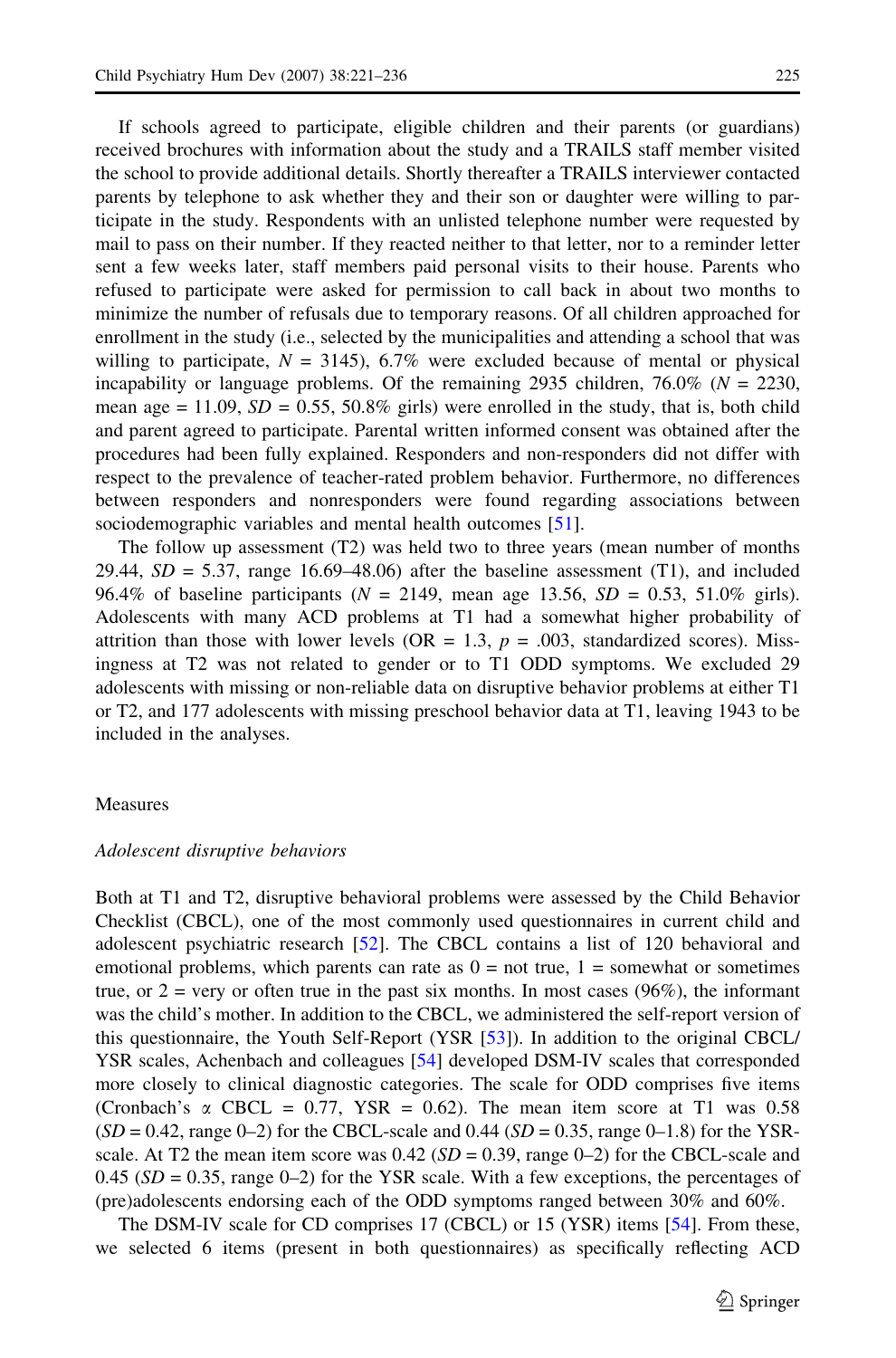If schools agreed to participate, eligible children and their parents (or guardians) received brochures with information about the study and a TRAILS staff member visited the school to provide additional details. Shortly thereafter a TRAILS interviewer contacted parents by telephone to ask whether they and their son or daughter were willing to participate in the study. Respondents with an unlisted telephone number were requested by mail to pass on their number. If they reacted neither to that letter, nor to a reminder letter sent a few weeks later, staff members paid personal visits to their house. Parents who refused to participate were asked for permission to call back in about two months to minimize the number of refusals due to temporary reasons. Of all children approached for enrollment in the study (i.e., selected by the municipalities and attending a school that was willing to participate, $N = 3145$), 6.7% were excluded because of mental or physical incapability or language problems. Of the remaining 2935 children, 76.0% ($N = 2230$, mean age = 11.09, $SD = 0.55$, 50.8% girls) were enrolled in the study, that is, both child and parent agreed to participate. Parental written informed consent was obtained after the procedures had been fully explained. Responders and non-responders did not differ with respect to the prevalence of teacher-rated problem behavior. Furthermore, no differences between responders and nonresponders were found regarding associations between sociodemographic variables and mental health outcomes [51].

The follow up assessment (T2) was held two to three years (mean number of months 29.44, $SD = 5.37$, range 16.69–48.06) after the baseline assessment (T1), and included 96.4% of baseline participants ($N = 2149$, mean age 13.56, $SD = 0.53$, 51.0% girls). Adolescents with many ACD problems at T1 had a somewhat higher probability of attrition than those with lower levels (OR = 1.3, $p = .003$, standardized scores). Missingness at T2 was not related to gender or to T1 ODD symptoms. We excluded 29 adolescents with missing or non-reliable data on disruptive behavior problems at either T1 or T2, and 177 adolescents with missing preschool behavior data at T1, leaving 1943 to be included in the analyses.

## Measures

### *Adolescent disruptive behaviors*

Both at T1 and T2, disruptive behavioral problems were assessed by the Child Behavior Checklist (CBCL), one of the most commonly used questionnaires in current child and adolescent psychiatric research [52]. The CBCL contains a list of 120 behavioral and emotional problems, which parents can rate as 0 = not true, 1 = somewhat or sometimes true, or 2 = very or often true in the past six months. In most cases (96%), the informant was the child's mother. In addition to the CBCL, we administered the self-report version of this questionnaire, the Youth Self-Report (YSR [53]). In addition to the original CBCL/YSR scales, Achenbach and colleagues [54] developed DSM-IV scales that corresponded more closely to clinical diagnostic categories. The scale for ODD comprises five items (Cronbach's $\alpha$ CBCL = 0.77, YSR = 0.62). The mean item score at T1 was 0.58 ($SD = 0.42$, range 0–2) for the CBCL-scale and 0.44 ($SD = 0.35$, range 0–1.8) for the YSR-scale. At T2 the mean item score was 0.42 ($SD = 0.39$, range 0–2) for the CBCL-scale and 0.45 ($SD = 0.35$, range 0–2) for the YSR scale. With a few exceptions, the percentages of (pre)adolescents endorsing each of the ODD symptoms ranged between 30% and 60%.

The DSM-IV scale for CD comprises 17 (CBCL) or 15 (YSR) items [54]. From these, we selected 6 items (present in both questionnaires) as specifically reflecting ACD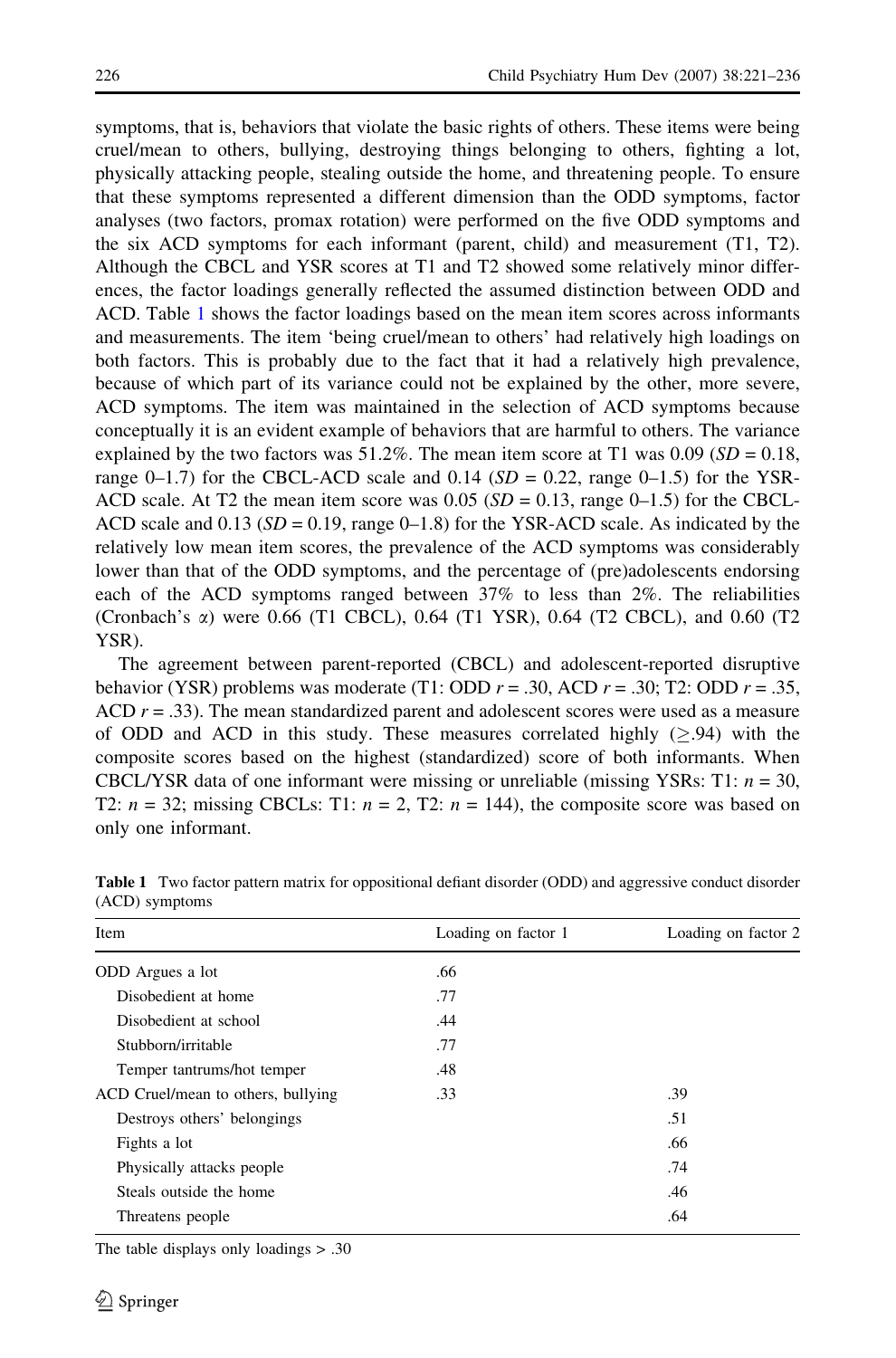symptoms, that is, behaviors that violate the basic rights of others. These items were being cruel/mean to others, bullying, destroying things belonging to others, fighting a lot, physically attacking people, stealing outside the home, and threatening people. To ensure that these symptoms represented a different dimension than the ODD symptoms, factor analyses (two factors, promax rotation) were performed on the five ODD symptoms and the six ACD symptoms for each informant (parent, child) and measurement (T1, T2). Although the CBCL and YSR scores at T1 and T2 showed some relatively minor differences, the factor loadings generally reflected the assumed distinction between ODD and ACD. Table 1 shows the factor loadings based on the mean item scores across informants and measurements. The item 'being cruel/mean to others' had relatively high loadings on both factors. This is probably due to the fact that it had a relatively high prevalence, because of which part of its variance could not be explained by the other, more severe, ACD symptoms. The item was maintained in the selection of ACD symptoms because conceptually it is an evident example of behaviors that are harmful to others. The variance explained by the two factors was 51.2%. The mean item score at T1 was 0.09 ($SD$ = 0.18, range 0–1.7) for the CBCL-ACD scale and 0.14 ($SD$ = 0.22, range 0–1.5) for the YSR-ACD scale. At T2 the mean item score was 0.05 ($SD$ = 0.13, range 0–1.5) for the CBCL-ACD scale and 0.13 ($SD$ = 0.19, range 0–1.8) for the YSR-ACD scale. As indicated by the relatively low mean item scores, the prevalence of the ACD symptoms was considerably lower than that of the ODD symptoms, and the percentage of (pre)adolescents endorsing each of the ACD symptoms ranged between 37% to less than 2%. The reliabilities (Cronbach's $\alpha$) were 0.66 (T1 CBCL), 0.64 (T1 YSR), 0.64 (T2 CBCL), and 0.60 (T2 YSR).

The agreement between parent-reported (CBCL) and adolescent-reported disruptive behavior (YSR) problems was moderate (T1: ODD $r$ = .30, ACD $r$ = .30; T2: ODD $r$ = .35, ACD $r$ = .33). The mean standardized parent and adolescent scores were used as a measure of ODD and ACD in this study. These measures correlated highly ($\geq$.94) with the composite scores based on the highest (standardized) score of both informants. When CBCL/YSR data of one informant were missing or unreliable (missing YSRs: T1: $n$ = 30, T2: $n$ = 32; missing CBCLs: T1: $n$ = 2, T2: $n$ = 144), the composite score was based on only one informant.

**Table 1** Two factor pattern matrix for oppositional defiant disorder (ODD) and aggressive conduct disorder (ACD) symptoms

| Item | Loading on factor 1 | Loading on factor 2 |
|---|---|---|
| ODD Argues a lot | .66 | |
| Disobedient at home | .77 | |
| Disobedient at school | .44 | |
| Stubborn/irritable | .77 | |
| Temper tantrums/hot temper | .48 | |
| ACD Cruel/mean to others, bullying | .33 | .39 |
| Destroys others' belongings | | .51 |
| Fights a lot | | .66 |
| Physically attacks people | | .74 |
| Steals outside the home | | .46 |
| Threatens people | | .64 |

The table displays only loadings > .30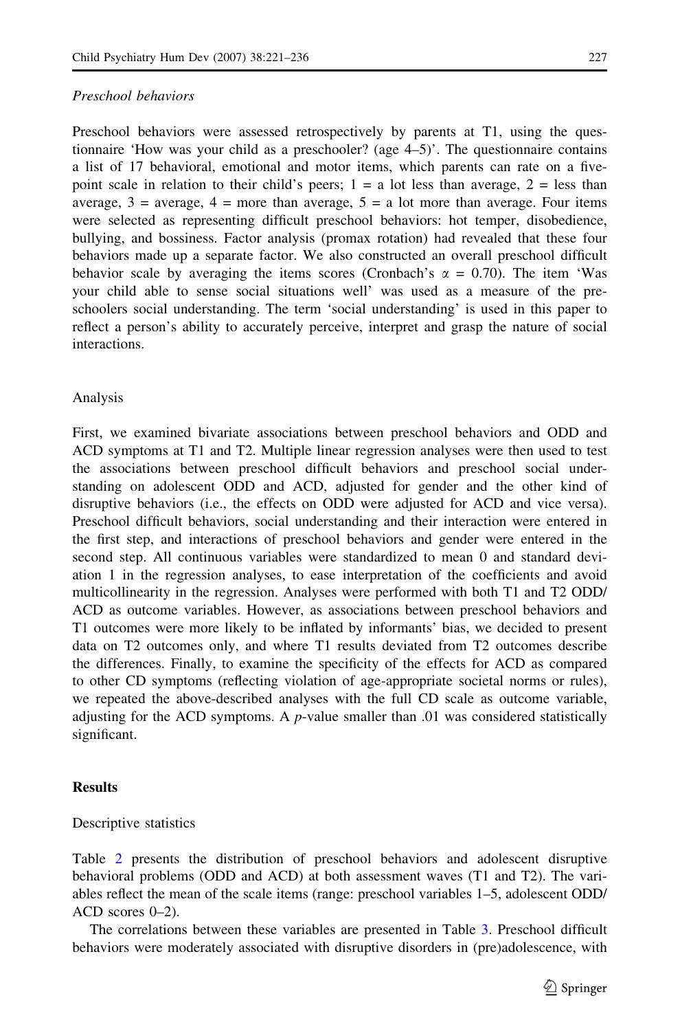*Preschool behaviors*

Preschool behaviors were assessed retrospectively by parents at T1, using the questionnaire 'How was your child as a preschooler? (age 4–5)'. The questionnaire contains a list of 17 behavioral, emotional and motor items, which parents can rate on a five-point scale in relation to their child's peers; 1 = a lot less than average, 2 = less than average, 3 = average, 4 = more than average, 5 = a lot more than average. Four items were selected as representing difficult preschool behaviors: hot temper, disobedience, bullying, and bossiness. Factor analysis (promax rotation) had revealed that these four behaviors made up a separate factor. We also constructed an overall preschool difficult behavior scale by averaging the items scores (Cronbach's $\alpha = 0.70$). The item 'Was your child able to sense social situations well' was used as a measure of the preschoolers social understanding. The term 'social understanding' is used in this paper to reflect a person's ability to accurately perceive, interpret and grasp the nature of social interactions.

## Analysis

First, we examined bivariate associations between preschool behaviors and ODD and ACD symptoms at T1 and T2. Multiple linear regression analyses were then used to test the associations between preschool difficult behaviors and preschool social understanding on adolescent ODD and ACD, adjusted for gender and the other kind of disruptive behaviors (i.e., the effects on ODD were adjusted for ACD and vice versa). Preschool difficult behaviors, social understanding and their interaction were entered in the first step, and interactions of preschool behaviors and gender were entered in the second step. All continuous variables were standardized to mean 0 and standard deviation 1 in the regression analyses, to ease interpretation of the coefficients and avoid multicollinearity in the regression. Analyses were performed with both T1 and T2 ODD/ACD as outcome variables. However, as associations between preschool behaviors and T1 outcomes were more likely to be inflated by informants' bias, we decided to present data on T2 outcomes only, and where T1 results deviated from T2 outcomes describe the differences. Finally, to examine the specificity of the effects for ACD as compared to other CD symptoms (reflecting violation of age-appropriate societal norms or rules), we repeated the above-described analyses with the full CD scale as outcome variable, adjusting for the ACD symptoms. A $p$-value smaller than .01 was considered statistically significant.

# Results

## Descriptive statistics

Table 2 presents the distribution of preschool behaviors and adolescent disruptive behavioral problems (ODD and ACD) at both assessment waves (T1 and T2). The variables reflect the mean of the scale items (range: preschool variables 1–5, adolescent ODD/ACD scores 0–2).

The correlations between these variables are presented in Table 3. Preschool difficult behaviors were moderately associated with disruptive disorders in (pre)adolescence, with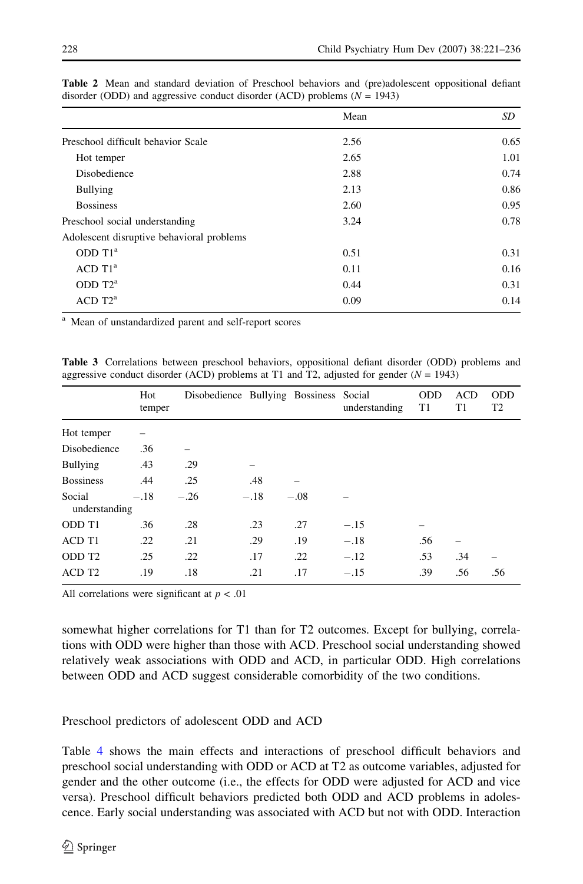**Table 2** Mean and standard deviation of Preschool behaviors and (pre)adolescent oppositional defiant disorder (ODD) and aggressive conduct disorder (ACD) problems ($N = 1943$)

| | Mean | *SD* |
|---|---|---|
| Preschool difficult behavior Scale | 2.56 | 0.65 |
| Hot temper | 2.65 | 1.01 |
| Disobedience | 2.88 | 0.74 |
| Bullying | 2.13 | 0.86 |
| Bossiness | 2.60 | 0.95 |
| Preschool social understanding | 3.24 | 0.78 |
| Adolescent disruptive behavioral problems | | |
| ODD T1[a] | 0.51 | 0.31 |
| ACD T1[a] | 0.11 | 0.16 |
| ODD T2[a] | 0.44 | 0.31 |
| ACD T2[a] | 0.09 | 0.14 |

[a] Mean of unstandardized parent and self-report scores

**Table 3** Correlations between preschool behaviors, oppositional defiant disorder (ODD) problems and aggressive conduct disorder (ACD) problems at T1 and T2, adjusted for gender ($N = 1943$)

| | Hot temper | Disobedience | Bullying | Bossiness | Social understanding | ODD T1 | ACD T1 | ODD T2 |
|---|---|---|---|---|---|---|---|---|
| Hot temper | – | | | | | | | |
| Disobedience | .36 | – | | | | | | |
| Bullying | .43 | .29 | – | | | | | |
| Bossiness | .44 | .25 | .48 | – | | | | |
| Social understanding | −.18 | −.26 | −.18 | −.08 | – | | | |
| ODD T1 | .36 | .28 | .23 | .27 | −.15 | – | | |
| ACD T1 | .22 | .21 | .29 | .19 | −.18 | .56 | – | |
| ODD T2 | .25 | .22 | .17 | .22 | −.12 | .53 | .34 | – |
| ACD T2 | .19 | .18 | .21 | .17 | −.15 | .39 | .56 | .56 |

All correlations were significant at $p < .01$

somewhat higher correlations for T1 than for T2 outcomes. Except for bullying, correlations with ODD were higher than those with ACD. Preschool social understanding showed relatively weak associations with ODD and ACD, in particular ODD. High correlations between ODD and ACD suggest considerable comorbidity of the two conditions.

## Preschool predictors of adolescent ODD and ACD

Table 4 shows the main effects and interactions of preschool difficult behaviors and preschool social understanding with ODD or ACD at T2 as outcome variables, adjusted for gender and the other outcome (i.e., the effects for ODD were adjusted for ACD and vice versa). Preschool difficult behaviors predicted both ODD and ACD problems in adolescence. Early social understanding was associated with ACD but not with ODD. Interaction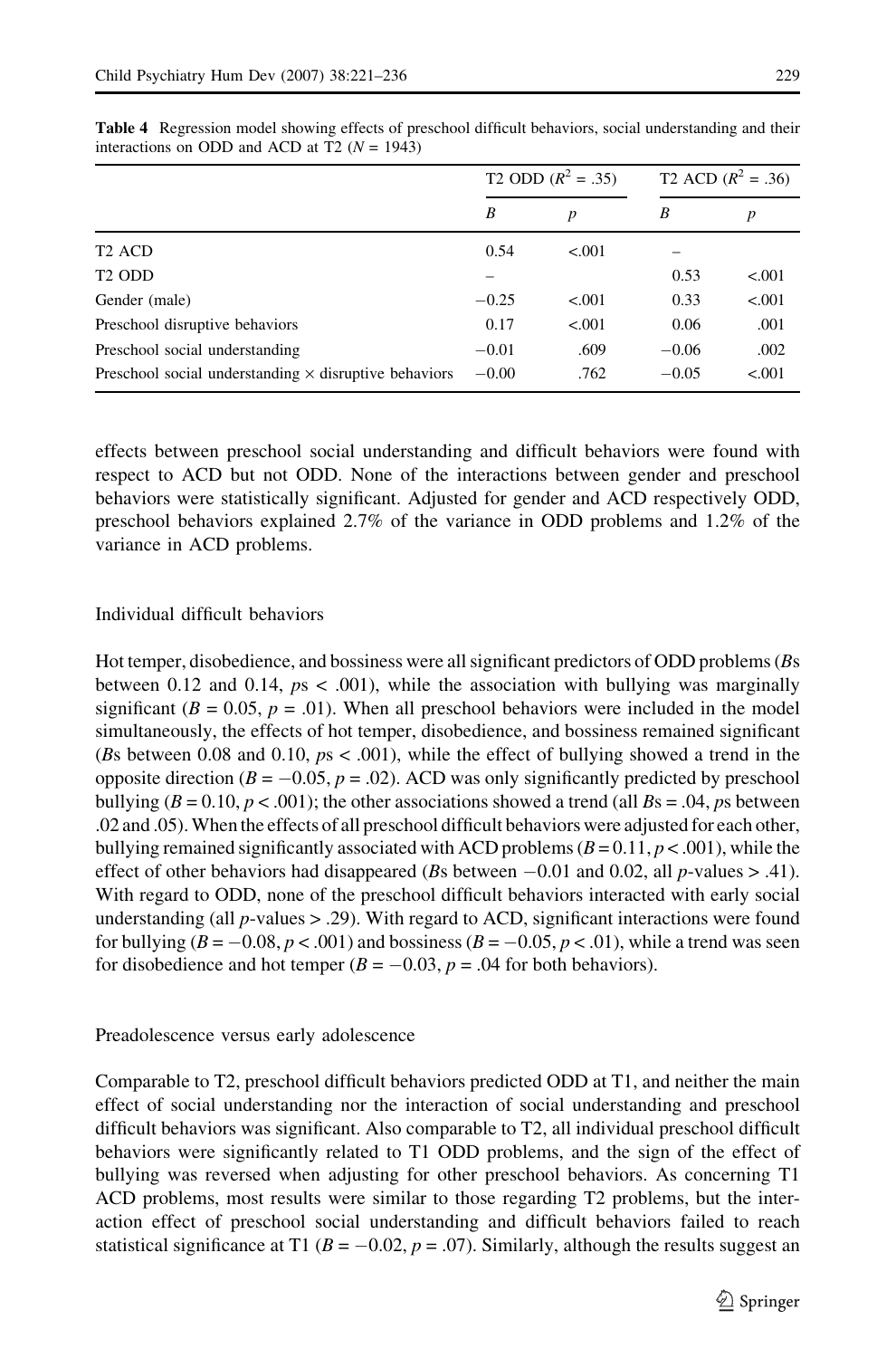**Table 4** Regression model showing effects of preschool difficult behaviors, social understanding and their interactions on ODD and ACD at T2 ($N = 1943$)

| | T2 ODD ($R^2 = .35$) | | T2 ACD ($R^2 = .36$) | |
|---|---|---|---|---|
| | *B* | *p* | *B* | *p* |
| T2 ACD | 0.54 | <.001 | – | |
| T2 ODD | – | | 0.53 | <.001 |
| Gender (male) | −0.25 | <.001 | 0.33 | <.001 |
| Preschool disruptive behaviors | 0.17 | <.001 | 0.06 | .001 |
| Preschool social understanding | −0.01 | .609 | −0.06 | .002 |
| Preschool social understanding × disruptive behaviors | −0.00 | .762 | −0.05 | <.001 |

effects between preschool social understanding and difficult behaviors were found with respect to ACD but not ODD. None of the interactions between gender and preschool behaviors were statistically significant. Adjusted for gender and ACD respectively ODD, preschool behaviors explained 2.7% of the variance in ODD problems and 1.2% of the variance in ACD problems.

### Individual difficult behaviors

Hot temper, disobedience, and bossiness were all significant predictors of ODD problems (*B*s between 0.12 and 0.14, *p*s < .001), while the association with bullying was marginally significant ($B = 0.05$, $p = .01$). When all preschool behaviors were included in the model simultaneously, the effects of hot temper, disobedience, and bossiness remained significant (*B*s between 0.08 and 0.10, *p*s < .001), while the effect of bullying showed a trend in the opposite direction ($B = -0.05$, $p = .02$). ACD was only significantly predicted by preschool bullying ($B = 0.10$, $p < .001$); the other associations showed a trend (all *B*s = .04, *p*s between .02 and .05). When the effects of all preschool difficult behaviors were adjusted for each other, bullying remained significantly associated with ACD problems ($B = 0.11$, $p < .001$), while the effect of other behaviors had disappeared (*B*s between −0.01 and 0.02, all *p*-values > .41). With regard to ODD, none of the preschool difficult behaviors interacted with early social understanding (all *p*-values > .29). With regard to ACD, significant interactions were found for bullying ($B = -0.08$, $p < .001$) and bossiness ($B = -0.05$, $p < .01$), while a trend was seen for disobedience and hot temper ($B = -0.03$, $p = .04$ for both behaviors).

### Preadolescence versus early adolescence

Comparable to T2, preschool difficult behaviors predicted ODD at T1, and neither the main effect of social understanding nor the interaction of social understanding and preschool difficult behaviors was significant. Also comparable to T2, all individual preschool difficult behaviors were significantly related to T1 ODD problems, and the sign of the effect of bullying was reversed when adjusting for other preschool behaviors. As concerning T1 ACD problems, most results were similar to those regarding T2 problems, but the interaction effect of preschool social understanding and difficult behaviors failed to reach statistical significance at T1 ($B = -0.02$, $p = .07$). Similarly, although the results suggest an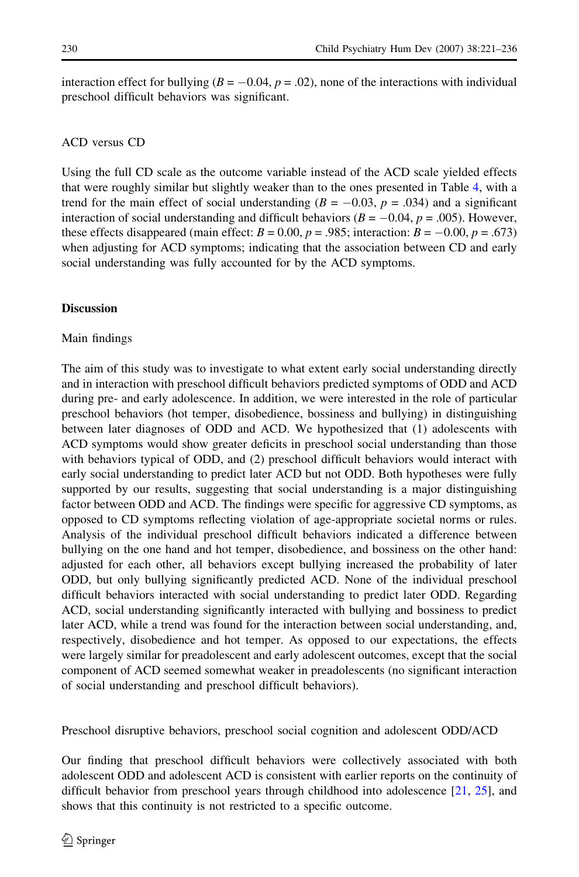interaction effect for bullying ($B = -0.04$, $p = .02$), none of the interactions with individual preschool difficult behaviors was significant.

### ACD versus CD

Using the full CD scale as the outcome variable instead of the ACD scale yielded effects that were roughly similar but slightly weaker than to the ones presented in Table 4, with a trend for the main effect of social understanding ($B = -0.03$, $p = .034$) and a significant interaction of social understanding and difficult behaviors ($B = -0.04$, $p = .005$). However, these effects disappeared (main effect: $B = 0.00$, $p = .985$; interaction: $B = -0.00$, $p = .673$) when adjusting for ACD symptoms; indicating that the association between CD and early social understanding was fully accounted for by the ACD symptoms.

## Discussion

### Main findings

The aim of this study was to investigate to what extent early social understanding directly and in interaction with preschool difficult behaviors predicted symptoms of ODD and ACD during pre- and early adolescence. In addition, we were interested in the role of particular preschool behaviors (hot temper, disobedience, bossiness and bullying) in distinguishing between later diagnoses of ODD and ACD. We hypothesized that (1) adolescents with ACD symptoms would show greater deficits in preschool social understanding than those with behaviors typical of ODD, and (2) preschool difficult behaviors would interact with early social understanding to predict later ACD but not ODD. Both hypotheses were fully supported by our results, suggesting that social understanding is a major distinguishing factor between ODD and ACD. The findings were specific for aggressive CD symptoms, as opposed to CD symptoms reflecting violation of age-appropriate societal norms or rules. Analysis of the individual preschool difficult behaviors indicated a difference between bullying on the one hand and hot temper, disobedience, and bossiness on the other hand: adjusted for each other, all behaviors except bullying increased the probability of later ODD, but only bullying significantly predicted ACD. None of the individual preschool difficult behaviors interacted with social understanding to predict later ODD. Regarding ACD, social understanding significantly interacted with bullying and bossiness to predict later ACD, while a trend was found for the interaction between social understanding, and, respectively, disobedience and hot temper. As opposed to our expectations, the effects were largely similar for preadolescent and early adolescent outcomes, except that the social component of ACD seemed somewhat weaker in preadolescents (no significant interaction of social understanding and preschool difficult behaviors).

### Preschool disruptive behaviors, preschool social cognition and adolescent ODD/ACD

Our finding that preschool difficult behaviors were collectively associated with both adolescent ODD and adolescent ACD is consistent with earlier reports on the continuity of difficult behavior from preschool years through childhood into adolescence [21, 25], and shows that this continuity is not restricted to a specific outcome.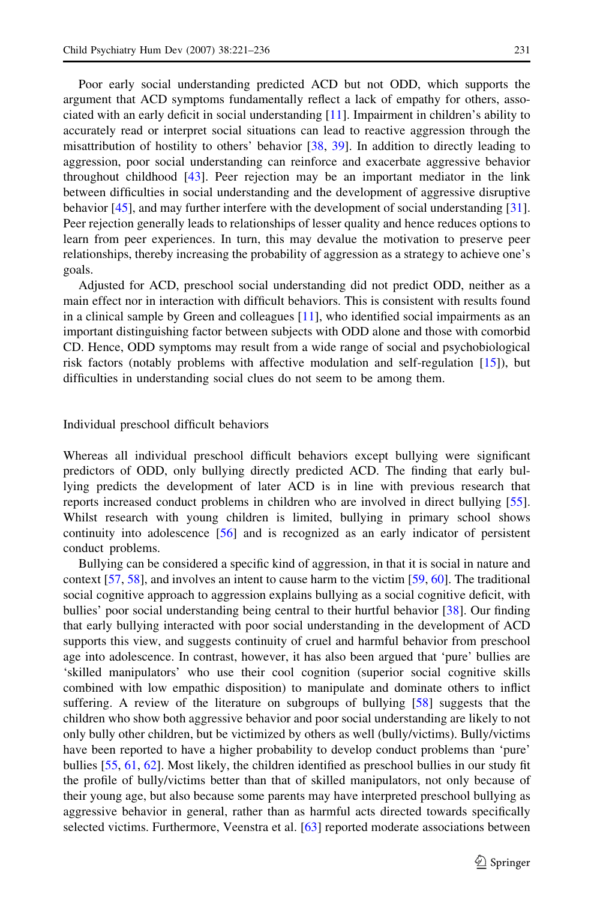Poor early social understanding predicted ACD but not ODD, which supports the argument that ACD symptoms fundamentally reflect a lack of empathy for others, associated with an early deficit in social understanding [11]. Impairment in children's ability to accurately read or interpret social situations can lead to reactive aggression through the misattribution of hostility to others' behavior [38, 39]. In addition to directly leading to aggression, poor social understanding can reinforce and exacerbate aggressive behavior throughout childhood [43]. Peer rejection may be an important mediator in the link between difficulties in social understanding and the development of aggressive disruptive behavior [45], and may further interfere with the development of social understanding [31]. Peer rejection generally leads to relationships of lesser quality and hence reduces options to learn from peer experiences. In turn, this may devalue the motivation to preserve peer relationships, thereby increasing the probability of aggression as a strategy to achieve one's goals.

Adjusted for ACD, preschool social understanding did not predict ODD, neither as a main effect nor in interaction with difficult behaviors. This is consistent with results found in a clinical sample by Green and colleagues [11], who identified social impairments as an important distinguishing factor between subjects with ODD alone and those with comorbid CD. Hence, ODD symptoms may result from a wide range of social and psychobiological risk factors (notably problems with affective modulation and self-regulation [15]), but difficulties in understanding social clues do not seem to be among them.

## Individual preschool difficult behaviors

Whereas all individual preschool difficult behaviors except bullying were significant predictors of ODD, only bullying directly predicted ACD. The finding that early bullying predicts the development of later ACD is in line with previous research that reports increased conduct problems in children who are involved in direct bullying [55]. Whilst research with young children is limited, bullying in primary school shows continuity into adolescence [56] and is recognized as an early indicator of persistent conduct problems.

Bullying can be considered a specific kind of aggression, in that it is social in nature and context [57, 58], and involves an intent to cause harm to the victim [59, 60]. The traditional social cognitive approach to aggression explains bullying as a social cognitive deficit, with bullies' poor social understanding being central to their hurtful behavior [38]. Our finding that early bullying interacted with poor social understanding in the development of ACD supports this view, and suggests continuity of cruel and harmful behavior from preschool age into adolescence. In contrast, however, it has also been argued that 'pure' bullies are 'skilled manipulators' who use their cool cognition (superior social cognitive skills combined with low empathic disposition) to manipulate and dominate others to inflict suffering. A review of the literature on subgroups of bullying [58] suggests that the children who show both aggressive behavior and poor social understanding are likely to not only bully other children, but be victimized by others as well (bully/victims). Bully/victims have been reported to have a higher probability to develop conduct problems than 'pure' bullies [55, 61, 62]. Most likely, the children identified as preschool bullies in our study fit the profile of bully/victims better than that of skilled manipulators, not only because of their young age, but also because some parents may have interpreted preschool bullying as aggressive behavior in general, rather than as harmful acts directed towards specifically selected victims. Furthermore, Veenstra et al. [63] reported moderate associations between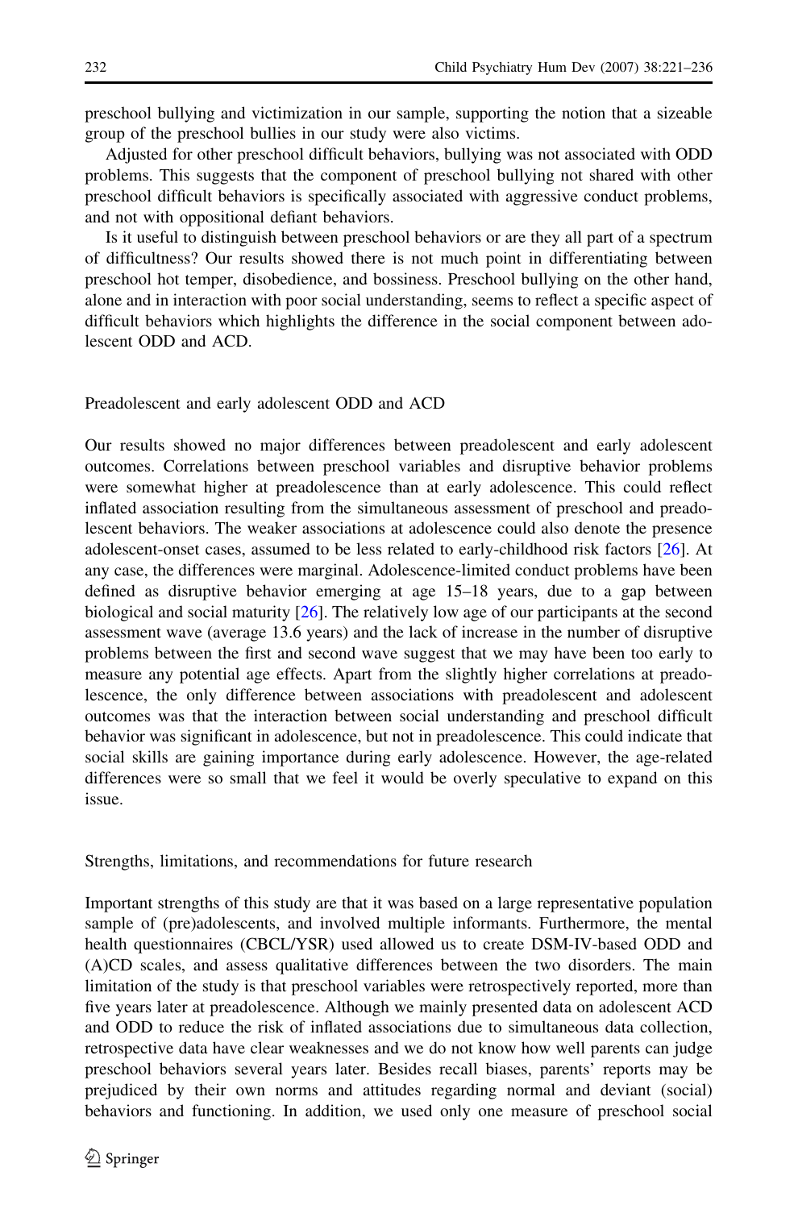preschool bullying and victimization in our sample, supporting the notion that a sizeable group of the preschool bullies in our study were also victims.

Adjusted for other preschool difficult behaviors, bullying was not associated with ODD problems. This suggests that the component of preschool bullying not shared with other preschool difficult behaviors is specifically associated with aggressive conduct problems, and not with oppositional defiant behaviors.

Is it useful to distinguish between preschool behaviors or are they all part of a spectrum of difficultness? Our results showed there is not much point in differentiating between preschool hot temper, disobedience, and bossiness. Preschool bullying on the other hand, alone and in interaction with poor social understanding, seems to reflect a specific aspect of difficult behaviors which highlights the difference in the social component between adolescent ODD and ACD.

## Preadolescent and early adolescent ODD and ACD

Our results showed no major differences between preadolescent and early adolescent outcomes. Correlations between preschool variables and disruptive behavior problems were somewhat higher at preadolescence than at early adolescence. This could reflect inflated association resulting from the simultaneous assessment of preschool and preadolescent behaviors. The weaker associations at adolescence could also denote the presence adolescent-onset cases, assumed to be less related to early-childhood risk factors [26]. At any case, the differences were marginal. Adolescence-limited conduct problems have been defined as disruptive behavior emerging at age 15–18 years, due to a gap between biological and social maturity [26]. The relatively low age of our participants at the second assessment wave (average 13.6 years) and the lack of increase in the number of disruptive problems between the first and second wave suggest that we may have been too early to measure any potential age effects. Apart from the slightly higher correlations at preadolescence, the only difference between associations with preadolescent and adolescent outcomes was that the interaction between social understanding and preschool difficult behavior was significant in adolescence, but not in preadolescence. This could indicate that social skills are gaining importance during early adolescence. However, the age-related differences were so small that we feel it would be overly speculative to expand on this issue.

## Strengths, limitations, and recommendations for future research

Important strengths of this study are that it was based on a large representative population sample of (pre)adolescents, and involved multiple informants. Furthermore, the mental health questionnaires (CBCL/YSR) used allowed us to create DSM-IV-based ODD and (A)CD scales, and assess qualitative differences between the two disorders. The main limitation of the study is that preschool variables were retrospectively reported, more than five years later at preadolescence. Although we mainly presented data on adolescent ACD and ODD to reduce the risk of inflated associations due to simultaneous data collection, retrospective data have clear weaknesses and we do not know how well parents can judge preschool behaviors several years later. Besides recall biases, parents' reports may be prejudiced by their own norms and attitudes regarding normal and deviant (social) behaviors and functioning. In addition, we used only one measure of preschool social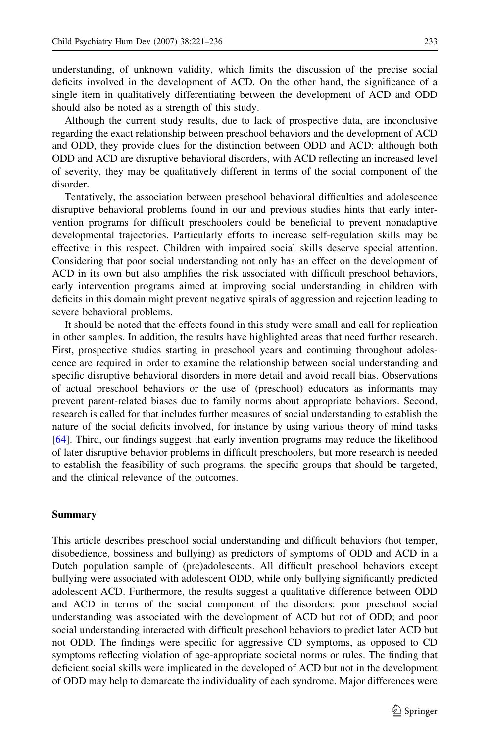understanding, of unknown validity, which limits the discussion of the precise social deficits involved in the development of ACD. On the other hand, the significance of a single item in qualitatively differentiating between the development of ACD and ODD should also be noted as a strength of this study.

Although the current study results, due to lack of prospective data, are inconclusive regarding the exact relationship between preschool behaviors and the development of ACD and ODD, they provide clues for the distinction between ODD and ACD: although both ODD and ACD are disruptive behavioral disorders, with ACD reflecting an increased level of severity, they may be qualitatively different in terms of the social component of the disorder.

Tentatively, the association between preschool behavioral difficulties and adolescence disruptive behavioral problems found in our and previous studies hints that early intervention programs for difficult preschoolers could be beneficial to prevent nonadaptive developmental trajectories. Particularly efforts to increase self-regulation skills may be effective in this respect. Children with impaired social skills deserve special attention. Considering that poor social understanding not only has an effect on the development of ACD in its own but also amplifies the risk associated with difficult preschool behaviors, early intervention programs aimed at improving social understanding in children with deficits in this domain might prevent negative spirals of aggression and rejection leading to severe behavioral problems.

It should be noted that the effects found in this study were small and call for replication in other samples. In addition, the results have highlighted areas that need further research. First, prospective studies starting in preschool years and continuing throughout adolescence are required in order to examine the relationship between social understanding and specific disruptive behavioral disorders in more detail and avoid recall bias. Observations of actual preschool behaviors or the use of (preschool) educators as informants may prevent parent-related biases due to family norms about appropriate behaviors. Second, research is called for that includes further measures of social understanding to establish the nature of the social deficits involved, for instance by using various theory of mind tasks [64]. Third, our findings suggest that early invention programs may reduce the likelihood of later disruptive behavior problems in difficult preschoolers, but more research is needed to establish the feasibility of such programs, the specific groups that should be targeted, and the clinical relevance of the outcomes.

## Summary

This article describes preschool social understanding and difficult behaviors (hot temper, disobedience, bossiness and bullying) as predictors of symptoms of ODD and ACD in a Dutch population sample of (pre)adolescents. All difficult preschool behaviors except bullying were associated with adolescent ODD, while only bullying significantly predicted adolescent ACD. Furthermore, the results suggest a qualitative difference between ODD and ACD in terms of the social component of the disorders: poor preschool social understanding was associated with the development of ACD but not of ODD; and poor social understanding interacted with difficult preschool behaviors to predict later ACD but not ODD. The findings were specific for aggressive CD symptoms, as opposed to CD symptoms reflecting violation of age-appropriate societal norms or rules. The finding that deficient social skills were implicated in the developed of ACD but not in the development of ODD may help to demarcate the individuality of each syndrome. Major differences were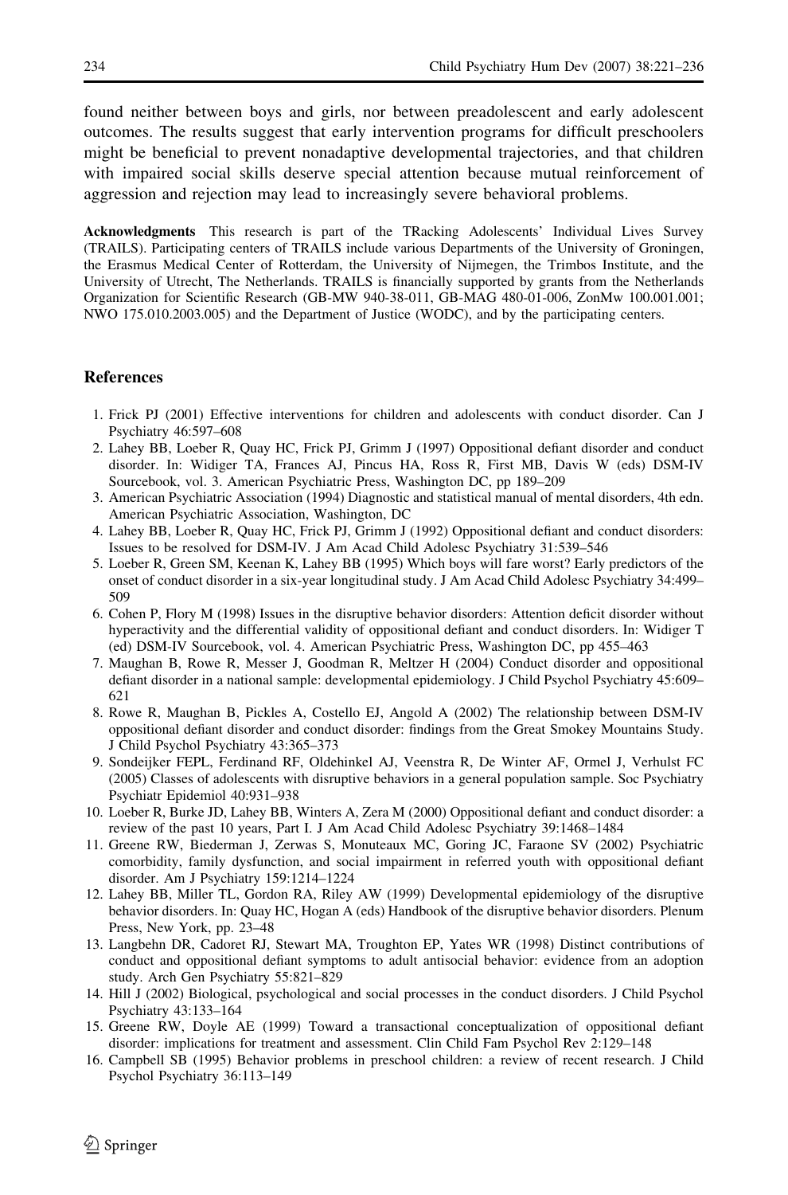found neither between boys and girls, nor between preadolescent and early adolescent outcomes. The results suggest that early intervention programs for difficult preschoolers might be beneficial to prevent nonadaptive developmental trajectories, and that children with impaired social skills deserve special attention because mutual reinforcement of aggression and rejection may lead to increasingly severe behavioral problems.

**Acknowledgments** This research is part of the TRacking Adolescents' Individual Lives Survey (TRAILS). Participating centers of TRAILS include various Departments of the University of Groningen, the Erasmus Medical Center of Rotterdam, the University of Nijmegen, the Trimbos Institute, and the University of Utrecht, The Netherlands. TRAILS is financially supported by grants from the Netherlands Organization for Scientific Research (GB-MW 940-38-011, GB-MAG 480-01-006, ZonMw 100.001.001; NWO 175.010.2003.005) and the Department of Justice (WODC), and by the participating centers.

## References

1. Frick PJ (2001) Effective interventions for children and adolescents with conduct disorder. Can J Psychiatry 46:597–608
2. Lahey BB, Loeber R, Quay HC, Frick PJ, Grimm J (1997) Oppositional defiant disorder and conduct disorder. In: Widiger TA, Frances AJ, Pincus HA, Ross R, First MB, Davis W (eds) DSM-IV Sourcebook, vol. 3. American Psychiatric Press, Washington DC, pp 189–209
3. American Psychiatric Association (1994) Diagnostic and statistical manual of mental disorders, 4th edn. American Psychiatric Association, Washington, DC
4. Lahey BB, Loeber R, Quay HC, Frick PJ, Grimm J (1992) Oppositional defiant and conduct disorders: Issues to be resolved for DSM-IV. J Am Acad Child Adolesc Psychiatry 31:539–546
5. Loeber R, Green SM, Keenan K, Lahey BB (1995) Which boys will fare worst? Early predictors of the onset of conduct disorder in a six-year longitudinal study. J Am Acad Child Adolesc Psychiatry 34:499–509
6. Cohen P, Flory M (1998) Issues in the disruptive behavior disorders: Attention deficit disorder without hyperactivity and the differential validity of oppositional defiant and conduct disorders. In: Widiger T (ed) DSM-IV Sourcebook, vol. 4. American Psychiatric Press, Washington DC, pp 455–463
7. Maughan B, Rowe R, Messer J, Goodman R, Meltzer H (2004) Conduct disorder and oppositional defiant disorder in a national sample: developmental epidemiology. J Child Psychol Psychiatry 45:609–621
8. Rowe R, Maughan B, Pickles A, Costello EJ, Angold A (2002) The relationship between DSM-IV oppositional defiant disorder and conduct disorder: findings from the Great Smokey Mountains Study. J Child Psychol Psychiatry 43:365–373
9. Sondeijker FEPL, Ferdinand RF, Oldehinkel AJ, Veenstra R, De Winter AF, Ormel J, Verhulst FC (2005) Classes of adolescents with disruptive behaviors in a general population sample. Soc Psychiatry Psychiatr Epidemiol 40:931–938
10. Loeber R, Burke JD, Lahey BB, Winters A, Zera M (2000) Oppositional defiant and conduct disorder: a review of the past 10 years, Part I. J Am Acad Child Adolesc Psychiatry 39:1468–1484
11. Greene RW, Biederman J, Zerwas S, Monuteaux MC, Goring JC, Faraone SV (2002) Psychiatric comorbidity, family dysfunction, and social impairment in referred youth with oppositional defiant disorder. Am J Psychiatry 159:1214–1224
12. Lahey BB, Miller TL, Gordon RA, Riley AW (1999) Developmental epidemiology of the disruptive behavior disorders. In: Quay HC, Hogan A (eds) Handbook of the disruptive behavior disorders. Plenum Press, New York, pp. 23–48
13. Langbehn DR, Cadoret RJ, Stewart MA, Troughton EP, Yates WR (1998) Distinct contributions of conduct and oppositional defiant symptoms to adult antisocial behavior: evidence from an adoption study. Arch Gen Psychiatry 55:821–829
14. Hill J (2002) Biological, psychological and social processes in the conduct disorders. J Child Psychol Psychiatry 43:133–164
15. Greene RW, Doyle AE (1999) Toward a transactional conceptualization of oppositional defiant disorder: implications for treatment and assessment. Clin Child Fam Psychol Rev 2:129–148
16. Campbell SB (1995) Behavior problems in preschool children: a review of recent research. J Child Psychol Psychiatry 36:113–149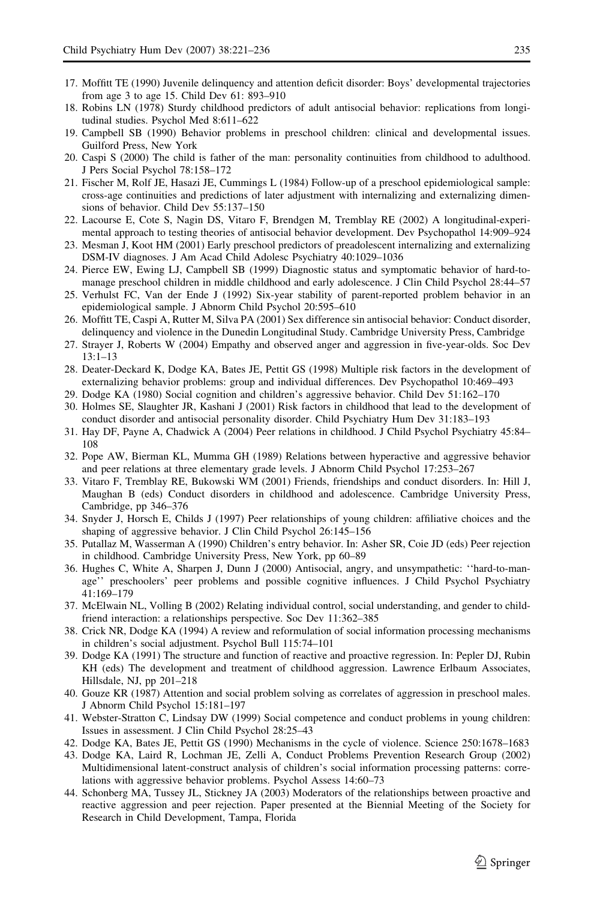17. Moffitt TE (1990) Juvenile delinquency and attention deficit disorder: Boys' developmental trajectories from age 3 to age 15. Child Dev 61: 893–910
18. Robins LN (1978) Sturdy childhood predictors of adult antisocial behavior: replications from longitudinal studies. Psychol Med 8:611–622
19. Campbell SB (1990) Behavior problems in preschool children: clinical and developmental issues. Guilford Press, New York
20. Caspi S (2000) The child is father of the man: personality continuities from childhood to adulthood. J Pers Social Psychol 78:158–172
21. Fischer M, Rolf JE, Hasazi JE, Cummings L (1984) Follow-up of a preschool epidemiological sample: cross-age continuities and predictions of later adjustment with internalizing and externalizing dimensions of behavior. Child Dev 55:137–150
22. Lacourse E, Cote S, Nagin DS, Vitaro F, Brendgen M, Tremblay RE (2002) A longitudinal-experimental approach to testing theories of antisocial behavior development. Dev Psychopathol 14:909–924
23. Mesman J, Koot HM (2001) Early preschool predictors of preadolescent internalizing and externalizing DSM-IV diagnoses. J Am Acad Child Adolesc Psychiatry 40:1029–1036
24. Pierce EW, Ewing LJ, Campbell SB (1999) Diagnostic status and symptomatic behavior of hard-to-manage preschool children in middle childhood and early adolescence. J Clin Child Psychol 28:44–57
25. Verhulst FC, Van der Ende J (1992) Six-year stability of parent-reported problem behavior in an epidemiological sample. J Abnorm Child Psychol 20:595–610
26. Moffitt TE, Caspi A, Rutter M, Silva PA (2001) Sex difference sin antisocial behavior: Conduct disorder, delinquency and violence in the Dunedin Longitudinal Study. Cambridge University Press, Cambridge
27. Strayer J, Roberts W (2004) Empathy and observed anger and aggression in five-year-olds. Soc Dev 13:1–13
28. Deater-Deckard K, Dodge KA, Bates JE, Pettit GS (1998) Multiple risk factors in the development of externalizing behavior problems: group and individual differences. Dev Psychopathol 10:469–493
29. Dodge KA (1980) Social cognition and children's aggressive behavior. Child Dev 51:162–170
30. Holmes SE, Slaughter JR, Kashani J (2001) Risk factors in childhood that lead to the development of conduct disorder and antisocial personality disorder. Child Psychiatry Hum Dev 31:183–193
31. Hay DF, Payne A, Chadwick A (2004) Peer relations in childhood. J Child Psychol Psychiatry 45:84–108
32. Pope AW, Bierman KL, Mumma GH (1989) Relations between hyperactive and aggressive behavior and peer relations at three elementary grade levels. J Abnorm Child Psychol 17:253–267
33. Vitaro F, Tremblay RE, Bukowski WM (2001) Friends, friendships and conduct disorders. In: Hill J, Maughan B (eds) Conduct disorders in childhood and adolescence. Cambridge University Press, Cambridge, pp 346–376
34. Snyder J, Horsch E, Childs J (1997) Peer relationships of young children: affiliative choices and the shaping of aggressive behavior. J Clin Child Psychol 26:145–156
35. Putallaz M, Wasserman A (1990) Children's entry behavior. In: Asher SR, Coie JD (eds) Peer rejection in childhood. Cambridge University Press, New York, pp 60–89
36. Hughes C, White A, Sharpen J, Dunn J (2000) Antisocial, angry, and unsympathetic: ''hard-to-manage'' preschoolers' peer problems and possible cognitive influences. J Child Psychol Psychiatry 41:169–179
37. McElwain NL, Volling B (2002) Relating individual control, social understanding, and gender to child-friend interaction: a relationships perspective. Soc Dev 11:362–385
38. Crick NR, Dodge KA (1994) A review and reformulation of social information processing mechanisms in children's social adjustment. Psychol Bull 115:74–101
39. Dodge KA (1991) The structure and function of reactive and proactive regression. In: Pepler DJ, Rubin KH (eds) The development and treatment of childhood aggression. Lawrence Erlbaum Associates, Hillsdale, NJ, pp 201–218
40. Gouze KR (1987) Attention and social problem solving as correlates of aggression in preschool males. J Abnorm Child Psychol 15:181–197
41. Webster-Stratton C, Lindsay DW (1999) Social competence and conduct problems in young children: Issues in assessment. J Clin Child Psychol 28:25–43
42. Dodge KA, Bates JE, Pettit GS (1990) Mechanisms in the cycle of violence. Science 250:1678–1683
43. Dodge KA, Laird R, Lochman JE, Zelli A, Conduct Problems Prevention Research Group (2002) Multidimensional latent-construct analysis of children's social information processing patterns: correlations with aggressive behavior problems. Psychol Assess 14:60–73
44. Schonberg MA, Tussey JL, Stickney JA (2003) Moderators of the relationships between proactive and reactive aggression and peer rejection. Paper presented at the Biennial Meeting of the Society for Research in Child Development, Tampa, Florida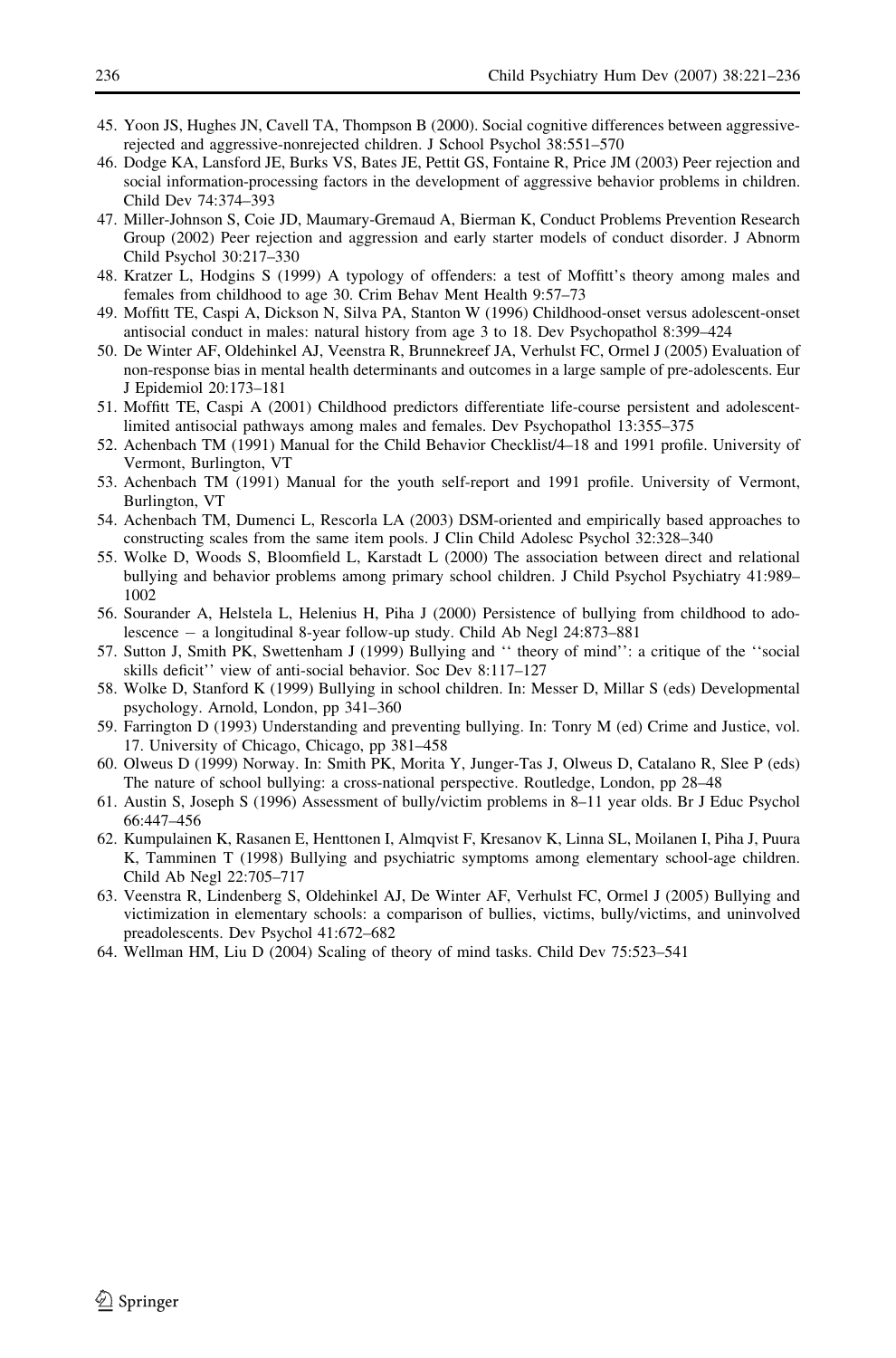45. Yoon JS, Hughes JN, Cavell TA, Thompson B (2000). Social cognitive differences between aggressive-rejected and aggressive-nonrejected children. J School Psychol 38:551–570
46. Dodge KA, Lansford JE, Burks VS, Bates JE, Pettit GS, Fontaine R, Price JM (2003) Peer rejection and social information-processing factors in the development of aggressive behavior problems in children. Child Dev 74:374–393
47. Miller-Johnson S, Coie JD, Maumary-Gremaud A, Bierman K, Conduct Problems Prevention Research Group (2002) Peer rejection and aggression and early starter models of conduct disorder. J Abnorm Child Psychol 30:217–330
48. Kratzer L, Hodgins S (1999) A typology of offenders: a test of Moffitt's theory among males and females from childhood to age 30. Crim Behav Ment Health 9:57–73
49. Moffitt TE, Caspi A, Dickson N, Silva PA, Stanton W (1996) Childhood-onset versus adolescent-onset antisocial conduct in males: natural history from age 3 to 18. Dev Psychopathol 8:399–424
50. De Winter AF, Oldehinkel AJ, Veenstra R, Brunnekreef JA, Verhulst FC, Ormel J (2005) Evaluation of non-response bias in mental health determinants and outcomes in a large sample of pre-adolescents. Eur J Epidemiol 20:173–181
51. Moffitt TE, Caspi A (2001) Childhood predictors differentiate life-course persistent and adolescent-limited antisocial pathways among males and females. Dev Psychopathol 13:355–375
52. Achenbach TM (1991) Manual for the Child Behavior Checklist/4–18 and 1991 profile. University of Vermont, Burlington, VT
53. Achenbach TM (1991) Manual for the youth self-report and 1991 profile. University of Vermont, Burlington, VT
54. Achenbach TM, Dumenci L, Rescorla LA (2003) DSM-oriented and empirically based approaches to constructing scales from the same item pools. J Clin Child Adolesc Psychol 32:328–340
55. Wolke D, Woods S, Bloomfield L, Karstadt L (2000) The association between direct and relational bullying and behavior problems among primary school children. J Child Psychol Psychiatry 41:989–1002
56. Sourander A, Helstela L, Helenius H, Piha J (2000) Persistence of bullying from childhood to adolescence – a longitudinal 8-year follow-up study. Child Ab Negl 24:873–881
57. Sutton J, Smith PK, Swettenham J (1999) Bullying and '' theory of mind'': a critique of the ''social skills deficit'' view of anti-social behavior. Soc Dev 8:117–127
58. Wolke D, Stanford K (1999) Bullying in school children. In: Messer D, Millar S (eds) Developmental psychology. Arnold, London, pp 341–360
59. Farrington D (1993) Understanding and preventing bullying. In: Tonry M (ed) Crime and Justice, vol. 17. University of Chicago, Chicago, pp 381–458
60. Olweus D (1999) Norway. In: Smith PK, Morita Y, Junger-Tas J, Olweus D, Catalano R, Slee P (eds) The nature of school bullying: a cross-national perspective. Routledge, London, pp 28–48
61. Austin S, Joseph S (1996) Assessment of bully/victim problems in 8–11 year olds. Br J Educ Psychol 66:447–456
62. Kumpulainen K, Rasanen E, Henttonen I, Almqvist F, Kresanov K, Linna SL, Moilanen I, Piha J, Puura K, Tamminen T (1998) Bullying and psychiatric symptoms among elementary school-age children. Child Ab Negl 22:705–717
63. Veenstra R, Lindenberg S, Oldehinkel AJ, De Winter AF, Verhulst FC, Ormel J (2005) Bullying and victimization in elementary schools: a comparison of bullies, victims, bully/victims, and uninvolved preadolescents. Dev Psychol 41:672–682
64. Wellman HM, Liu D (2004) Scaling of theory of mind tasks. Child Dev 75:523–541